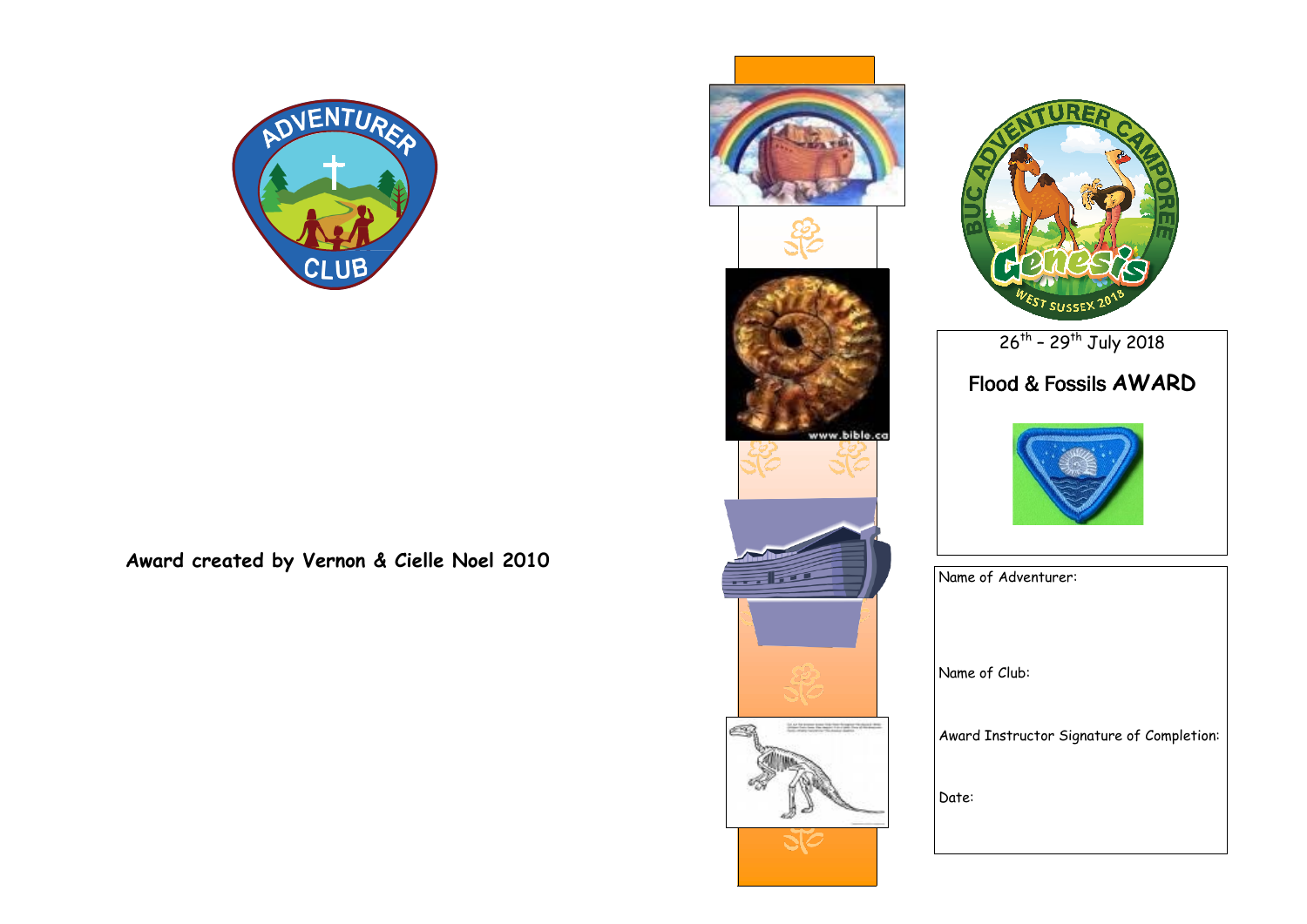**Award created by Vernon & Cielle Noel 2010**

26th – 29th July 2018

## Flood & Fossils AWARD

Name of Adventurer:

Name of Club:

Award Instructor Signature of Completion:

Date: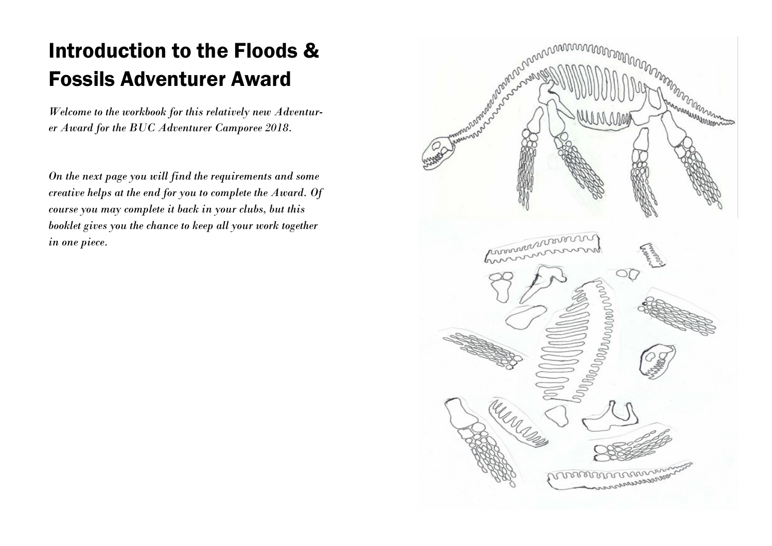# Introduction to the Floods & Fossils Adventurer Award

*Welcome to the workbook for this relatively new Adventurer Award for the BUC Adventurer Camporee 2018.*

*On the next page you will find the requirements and some creative helps at the end for you to complete the Award. Of course you may complete it back in your clubs, but this booklet gives you the chance to keep all your work together in one piece.*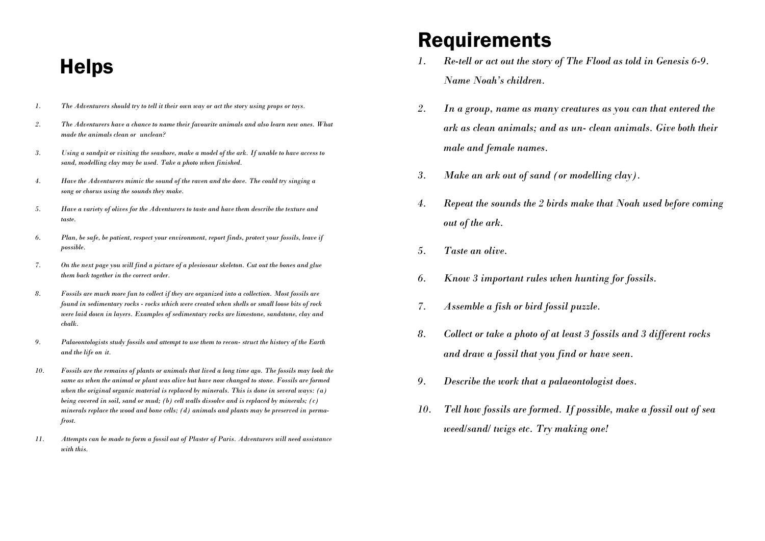## Helps

1. *The Adventurers should try to tell it their own way or act the story using props or toys.*
2. *The Adventurers have a chance to name their favourite animals and also learn new ones. What made the animals clean or unclean?*
3. *Using a sandpit or visiting the seashore, make a model of the ark. If unable to have access to sand, modelling clay may be used. Take a photo when finished.*
4. *Have the Adventurers mimic the sound of the raven and the dove. The could try singing a song or chorus using the sounds they make.*
5. *Have a variety of olives for the Adventurers to taste and have them describe the texture and taste.*
6. *Plan, be safe, be patient, respect your environment, report finds, protect your fossils, leave if possible.*
7. *On the next page you will find a picture of a plesiosaur skeleton. Cut out the bones and glue them back together in the correct order.*
8. *Fossils are much more fun to collect if they are organized into a collection. Most fossils are found in sedimentary rocks - rocks which were created when shells or small loose bits of rock were laid down in layers. Examples of sedimentary rocks are limestone, sandstone, clay and chalk.*
9. *Palaeontologists study fossils and attempt to use them to recon- struct the history of the Earth and the life on it.*
10. *Fossils are the remains of plants or animals that lived a long time ago. The fossils may look the same as when the animal or plant was alive but have now changed to stone. Fossils are formed when the original organic material is replaced by minerals. This is done in several ways: (a) being covered in soil, sand or mud; (b) cell walls dissolve and is replaced by minerals; (c) minerals replace the wood and bone cells; (d) animals and plants may be preserved in perma-frost.*
11. *Attempts can be made to form a fossil out of Plaster of Paris. Adventurers will need assistance with this.*

## Requirements

1. *Re-tell or act out the story of The Flood as told in Genesis 6-9. Name Noah's children.*
2. *In a group, name as many creatures as you can that entered the ark as clean animals; and as un- clean animals. Give both their male and female names.*
3. *Make an ark out of sand (or modelling clay).*
4. *Repeat the sounds the 2 birds make that Noah used before coming out of the ark.*
5. *Taste an olive.*
6. *Know 3 important rules when hunting for fossils.*
7. *Assemble a fish or bird fossil puzzle.*
8. *Collect or take a photo of at least 3 fossils and 3 different rocks and draw a fossil that you find or have seen.*
9. *Describe the work that a palaeontologist does.*
10. *Tell how fossils are formed. If possible, make a fossil out of sea weed/sand/ twigs etc. Try making one!*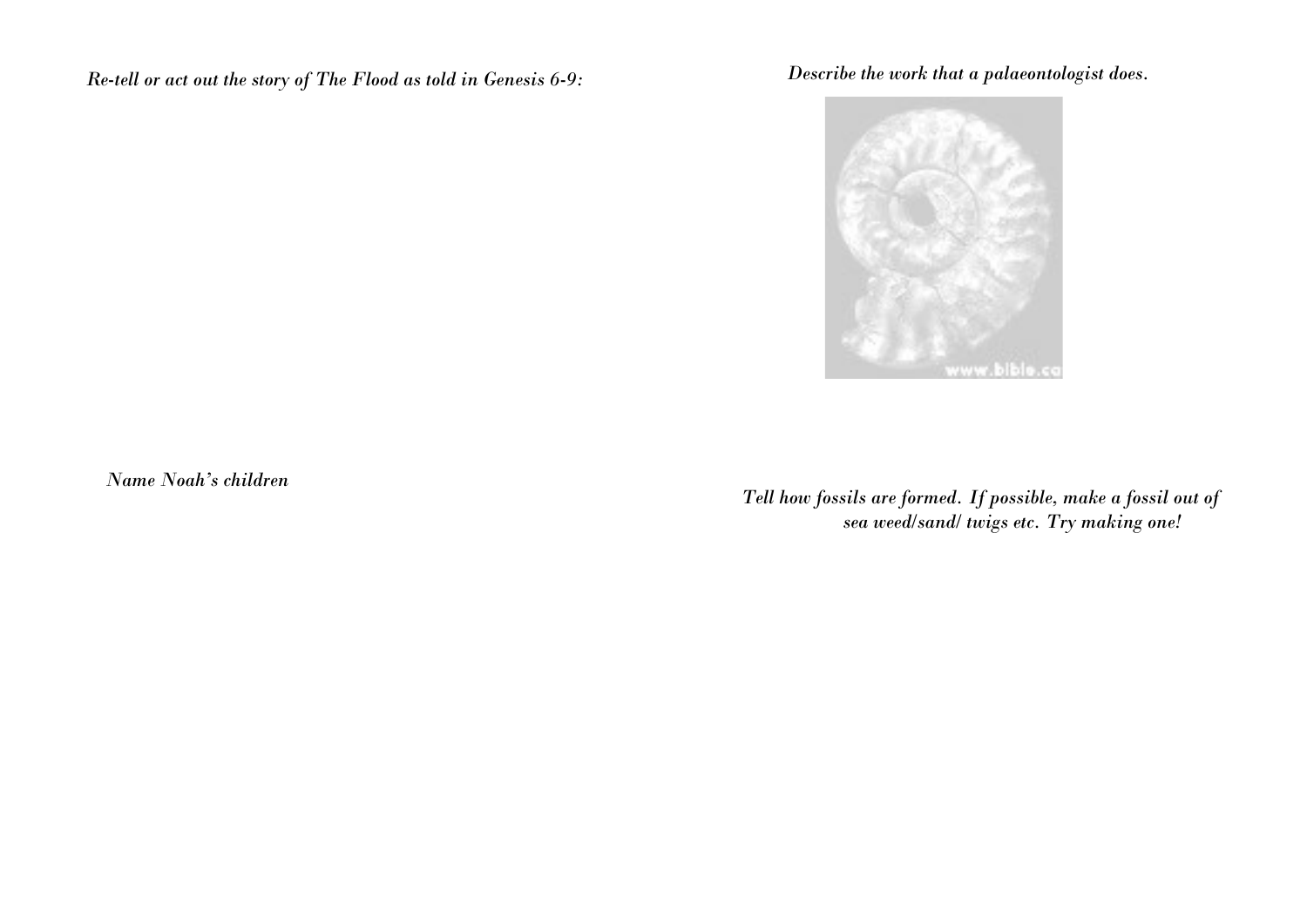*Re-tell or act out the story of The Flood as told in Genesis 6-9:*

*Name Noah's children*

*Describe the work that a palaeontologist does.*

*Tell how fossils are formed. If possible, make a fossil out of sea weed/sand/ twigs etc. Try making one!*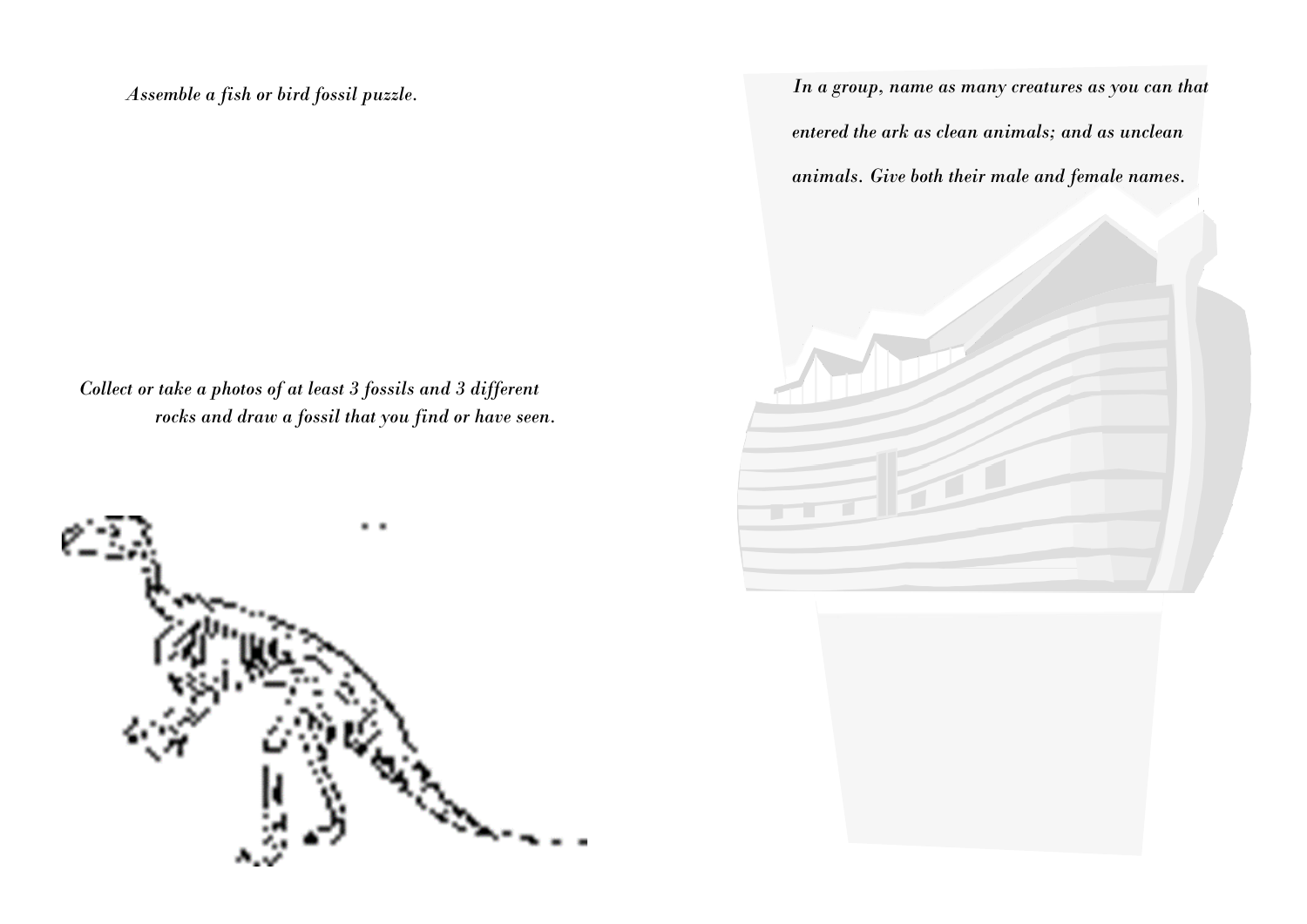*Assemble a fish or bird fossil puzzle.*

*Collect or take a photos of at least 3 fossils and 3 different rocks and draw a fossil that you find or have seen.*

*In a group, name as many creatures as you can that entered the ark as clean animals; and as unclean animals. Give both their male and female names.*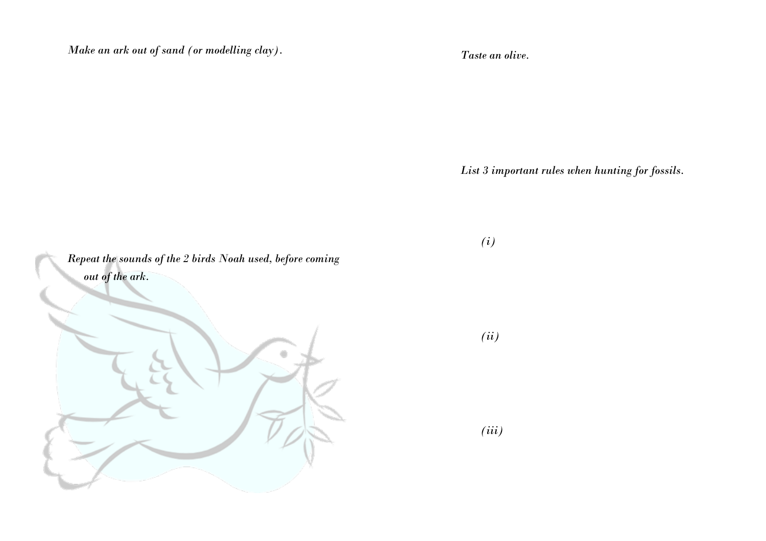*Make an ark out of sand (or modelling clay).*

*Repeat the sounds of the 2 birds Noah used, before coming out of the ark.*

*Taste an olive.*

*List 3 important rules when hunting for fossils.*

*(i)*

*(ii)*

*(iii)*